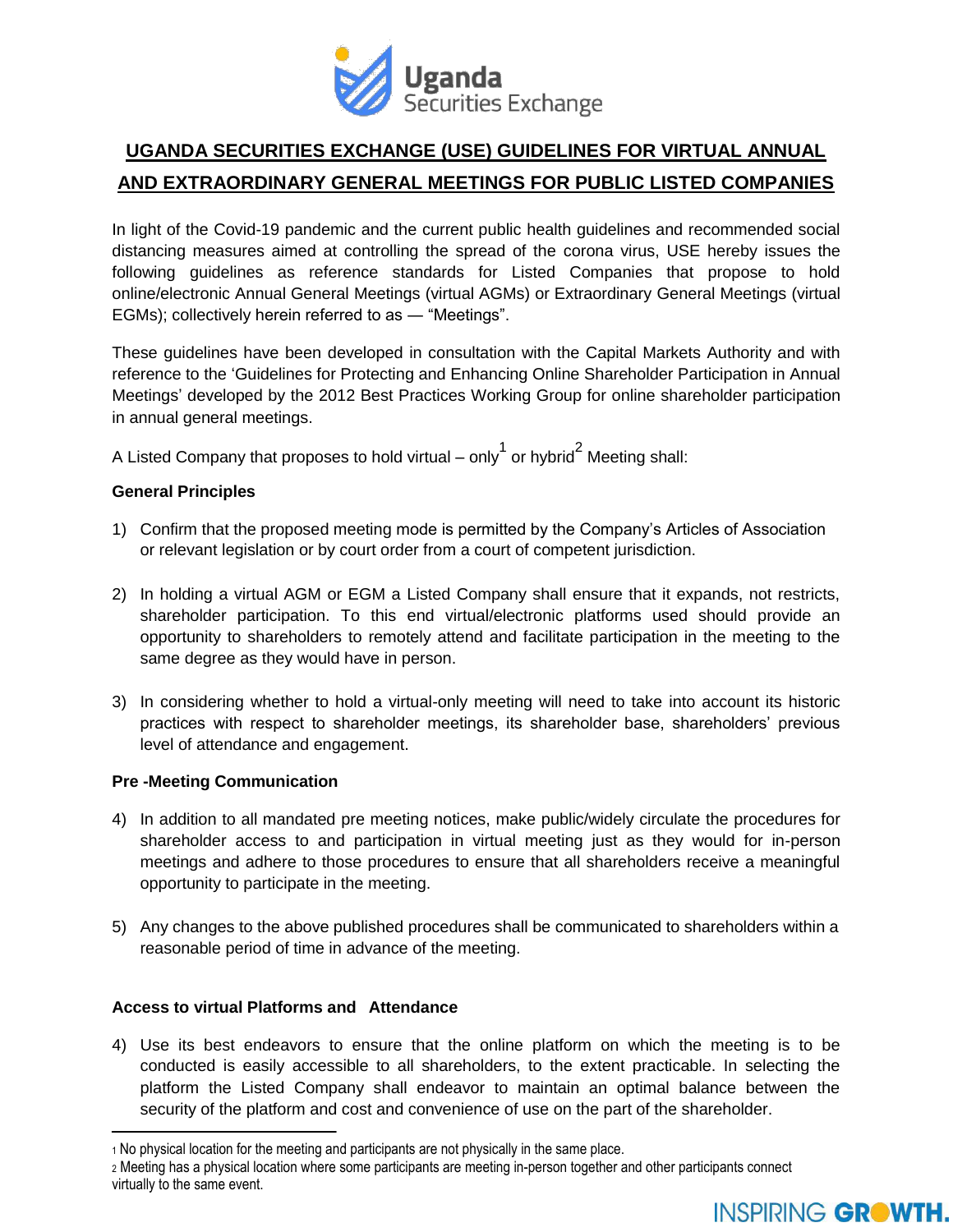# UGANDA SECURITIES EXCHANGE (USE) GUIDELINES FOR VIRTUAL ANNUAL AND EXTRAORDINARY GENERAL MEETINGS FOR PUBLIC LISTED COMPANIES

In light of the Covid-19 pandemic and the current public health guidelines and recommended social distancing measures aimed at controlling the spread of the corona virus, USE hereby issues the following guidelines as reference standards for Listed Companies that propose to hold online/electronic Annual General Meetings (virtual AGMs) or Extraordinary General Meetings (virtual EGMs); collectively herein referred to as — "Meetings".

These guidelines have been developed in consultation with the Capital Markets Authority and with reference to the 'Guidelines for Protecting and Enhancing Online Shareholder Participation in Annual Meetings' developed by the 2012 Best Practices Working Group for online shareholder participation in annual general meetings.

A Listed Company that proposes to hold virtual – only[1] or hybrid[2] Meeting shall:

**General Principles**

1) Confirm that the proposed meeting mode is permitted by the Company's Articles of Association or relevant legislation or by court order from a court of competent jurisdiction.

2) In holding a virtual AGM or EGM a Listed Company shall ensure that it expands, not restricts, shareholder participation. To this end virtual/electronic platforms used should provide an opportunity to shareholders to remotely attend and facilitate participation in the meeting to the same degree as they would have in person.

3) In considering whether to hold a virtual-only meeting will need to take into account its historic practices with respect to shareholder meetings, its shareholder base, shareholders' previous level of attendance and engagement.

**Pre -Meeting Communication**

4) In addition to all mandated pre meeting notices, make public/widely circulate the procedures for shareholder access to and participation in virtual meeting just as they would for in-person meetings and adhere to those procedures to ensure that all shareholders receive a meaningful opportunity to participate in the meeting.

5) Any changes to the above published procedures shall be communicated to shareholders within a reasonable period of time in advance of the meeting.

**Access to virtual Platforms and Attendance**

4) Use its best endeavors to ensure that the online platform on which the meeting is to be conducted is easily accessible to all shareholders, to the extent practicable. In selecting the platform the Listed Company shall endeavor to maintain an optimal balance between the security of the platform and cost and convenience of use on the part of the shareholder.

---

1 No physical location for the meeting and participants are not physically in the same place.

2 Meeting has a physical location where some participants are meeting in-person together and other participants connect virtually to the same event.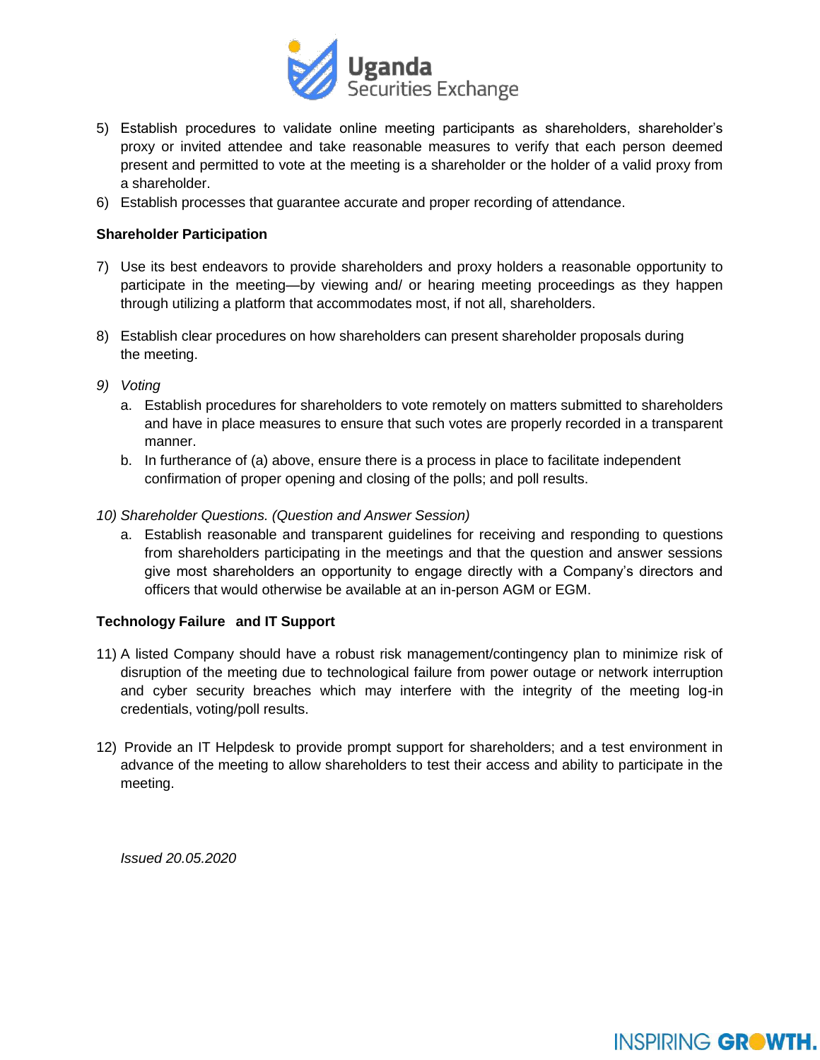5) Establish procedures to validate online meeting participants as shareholders, shareholder's proxy or invited attendee and take reasonable measures to verify that each person deemed present and permitted to vote at the meeting is a shareholder or the holder of a valid proxy from a shareholder.
6) Establish processes that guarantee accurate and proper recording of attendance.

**Shareholder Participation**

7) Use its best endeavors to provide shareholders and proxy holders a reasonable opportunity to participate in the meeting—by viewing and/ or hearing meeting proceedings as they happen through utilizing a platform that accommodates most, if not all, shareholders.

8) Establish clear procedures on how shareholders can present shareholder proposals during the meeting.

*9) Voting*

   a. Establish procedures for shareholders to vote remotely on matters submitted to shareholders and have in place measures to ensure that such votes are properly recorded in a transparent manner.
   b. In furtherance of (a) above, ensure there is a process in place to facilitate independent confirmation of proper opening and closing of the polls; and poll results.

*10) Shareholder Questions. (Question and Answer Session)*

   a. Establish reasonable and transparent guidelines for receiving and responding to questions from shareholders participating in the meetings and that the question and answer sessions give most shareholders an opportunity to engage directly with a Company's directors and officers that would otherwise be available at an in-person AGM or EGM.

**Technology Failure and IT Support**

11) A listed Company should have a robust risk management/contingency plan to minimize risk of disruption of the meeting due to technological failure from power outage or network interruption and cyber security breaches which may interfere with the integrity of the meeting log-in credentials, voting/poll results.

12) Provide an IT Helpdesk to provide prompt support for shareholders; and a test environment in advance of the meeting to allow shareholders to test their access and ability to participate in the meeting.

*Issued 20.05.2020*